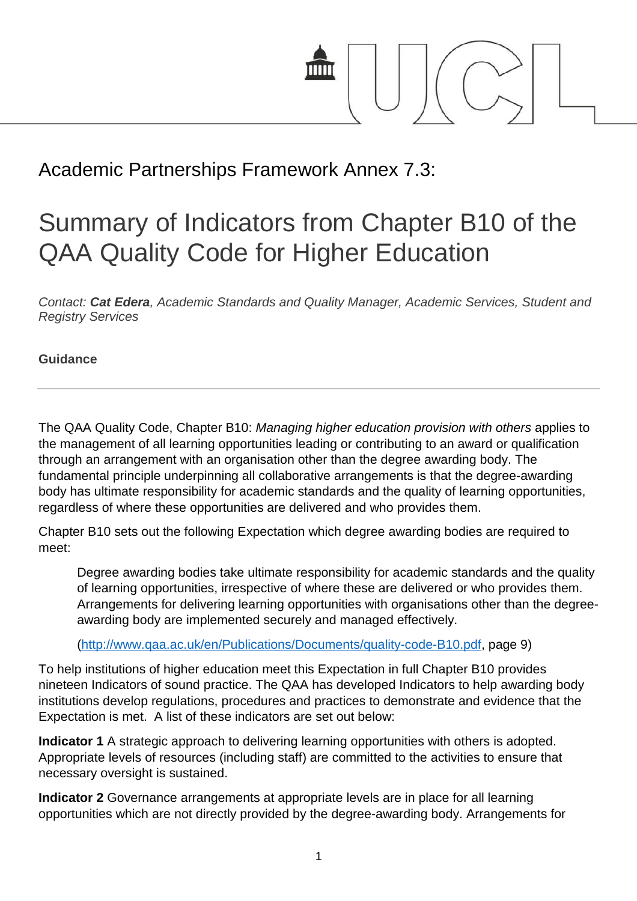# Academic Partnerships Framework Annex 7.3:

# Summary of Indicators from Chapter B10 of the QAA Quality Code for Higher Education

*Contact: **Cat Edera**, Academic Standards and Quality Manager, Academic Services, Student and Registry Services*

**Guidance**

---

The QAA Quality Code, Chapter B10: *Managing higher education provision with others* applies to the management of all learning opportunities leading or contributing to an award or qualification through an arrangement with an organisation other than the degree awarding body. The fundamental principle underpinning all collaborative arrangements is that the degree-awarding body has ultimate responsibility for academic standards and the quality of learning opportunities, regardless of where these opportunities are delivered and who provides them.

Chapter B10 sets out the following Expectation which degree awarding bodies are required to meet:

> Degree awarding bodies take ultimate responsibility for academic standards and the quality of learning opportunities, irrespective of where these are delivered or who provides them. Arrangements for delivering learning opportunities with organisations other than the degree-awarding body are implemented securely and managed effectively.
>
> (http://www.qaa.ac.uk/en/Publications/Documents/quality-code-B10.pdf, page 9)

To help institutions of higher education meet this Expectation in full Chapter B10 provides nineteen Indicators of sound practice. The QAA has developed Indicators to help awarding body institutions develop regulations, procedures and practices to demonstrate and evidence that the Expectation is met. A list of these indicators are set out below:

**Indicator 1** A strategic approach to delivering learning opportunities with others is adopted. Appropriate levels of resources (including staff) are committed to the activities to ensure that necessary oversight is sustained.

**Indicator 2** Governance arrangements at appropriate levels are in place for all learning opportunities which are not directly provided by the degree-awarding body. Arrangements for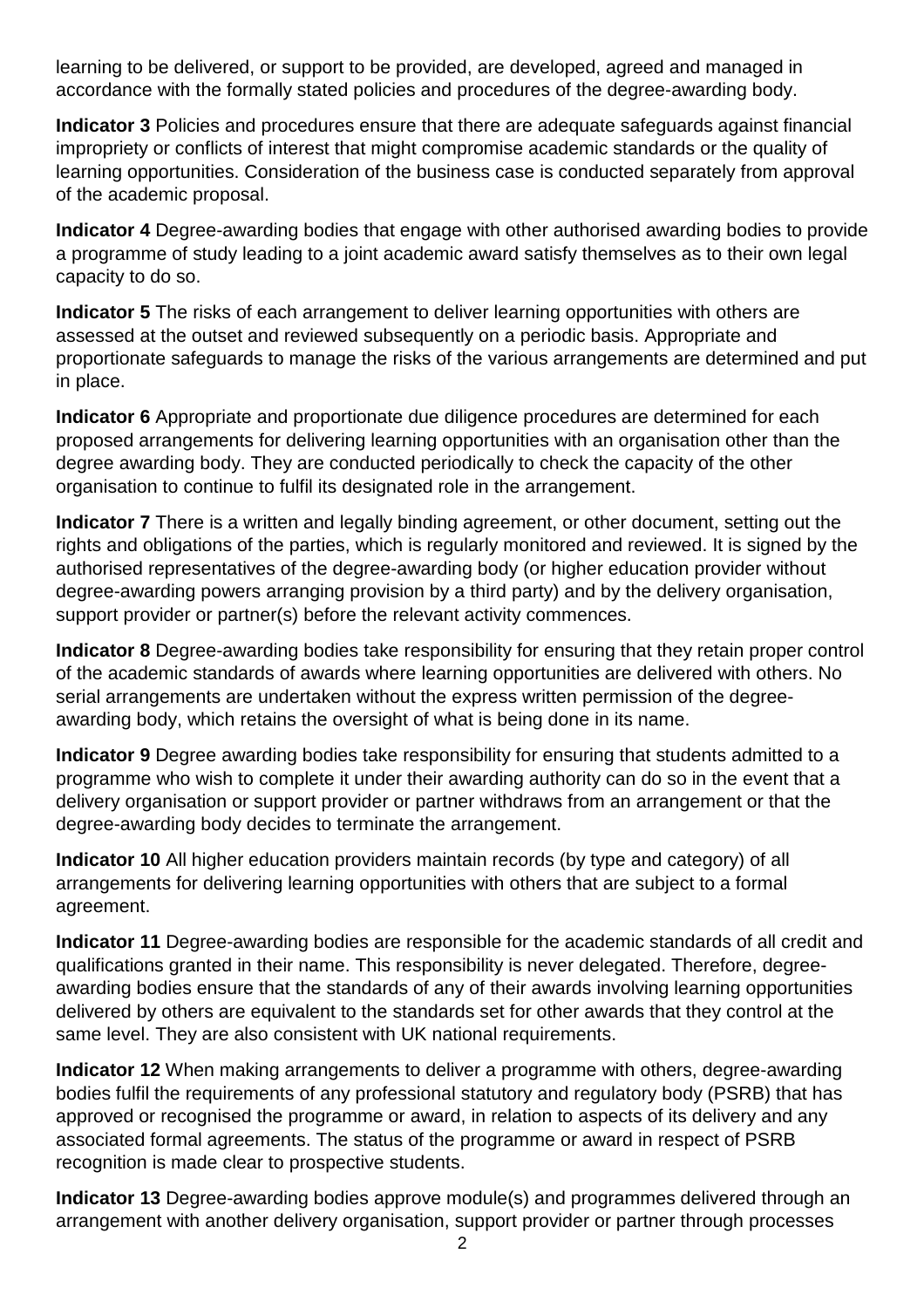learning to be delivered, or support to be provided, are developed, agreed and managed in accordance with the formally stated policies and procedures of the degree-awarding body.

**Indicator 3** Policies and procedures ensure that there are adequate safeguards against financial impropriety or conflicts of interest that might compromise academic standards or the quality of learning opportunities. Consideration of the business case is conducted separately from approval of the academic proposal.

**Indicator 4** Degree-awarding bodies that engage with other authorised awarding bodies to provide a programme of study leading to a joint academic award satisfy themselves as to their own legal capacity to do so.

**Indicator 5** The risks of each arrangement to deliver learning opportunities with others are assessed at the outset and reviewed subsequently on a periodic basis. Appropriate and proportionate safeguards to manage the risks of the various arrangements are determined and put in place.

**Indicator 6** Appropriate and proportionate due diligence procedures are determined for each proposed arrangements for delivering learning opportunities with an organisation other than the degree awarding body. They are conducted periodically to check the capacity of the other organisation to continue to fulfil its designated role in the arrangement.

**Indicator 7** There is a written and legally binding agreement, or other document, setting out the rights and obligations of the parties, which is regularly monitored and reviewed. It is signed by the authorised representatives of the degree-awarding body (or higher education provider without degree-awarding powers arranging provision by a third party) and by the delivery organisation, support provider or partner(s) before the relevant activity commences.

**Indicator 8** Degree-awarding bodies take responsibility for ensuring that they retain proper control of the academic standards of awards where learning opportunities are delivered with others. No serial arrangements are undertaken without the express written permission of the degree-awarding body, which retains the oversight of what is being done in its name.

**Indicator 9** Degree awarding bodies take responsibility for ensuring that students admitted to a programme who wish to complete it under their awarding authority can do so in the event that a delivery organisation or support provider or partner withdraws from an arrangement or that the degree-awarding body decides to terminate the arrangement.

**Indicator 10** All higher education providers maintain records (by type and category) of all arrangements for delivering learning opportunities with others that are subject to a formal agreement.

**Indicator 11** Degree-awarding bodies are responsible for the academic standards of all credit and qualifications granted in their name. This responsibility is never delegated. Therefore, degree-awarding bodies ensure that the standards of any of their awards involving learning opportunities delivered by others are equivalent to the standards set for other awards that they control at the same level. They are also consistent with UK national requirements.

**Indicator 12** When making arrangements to deliver a programme with others, degree-awarding bodies fulfil the requirements of any professional statutory and regulatory body (PSRB) that has approved or recognised the programme or award, in relation to aspects of its delivery and any associated formal agreements. The status of the programme or award in respect of PSRB recognition is made clear to prospective students.

**Indicator 13** Degree-awarding bodies approve module(s) and programmes delivered through an arrangement with another delivery organisation, support provider or partner through processes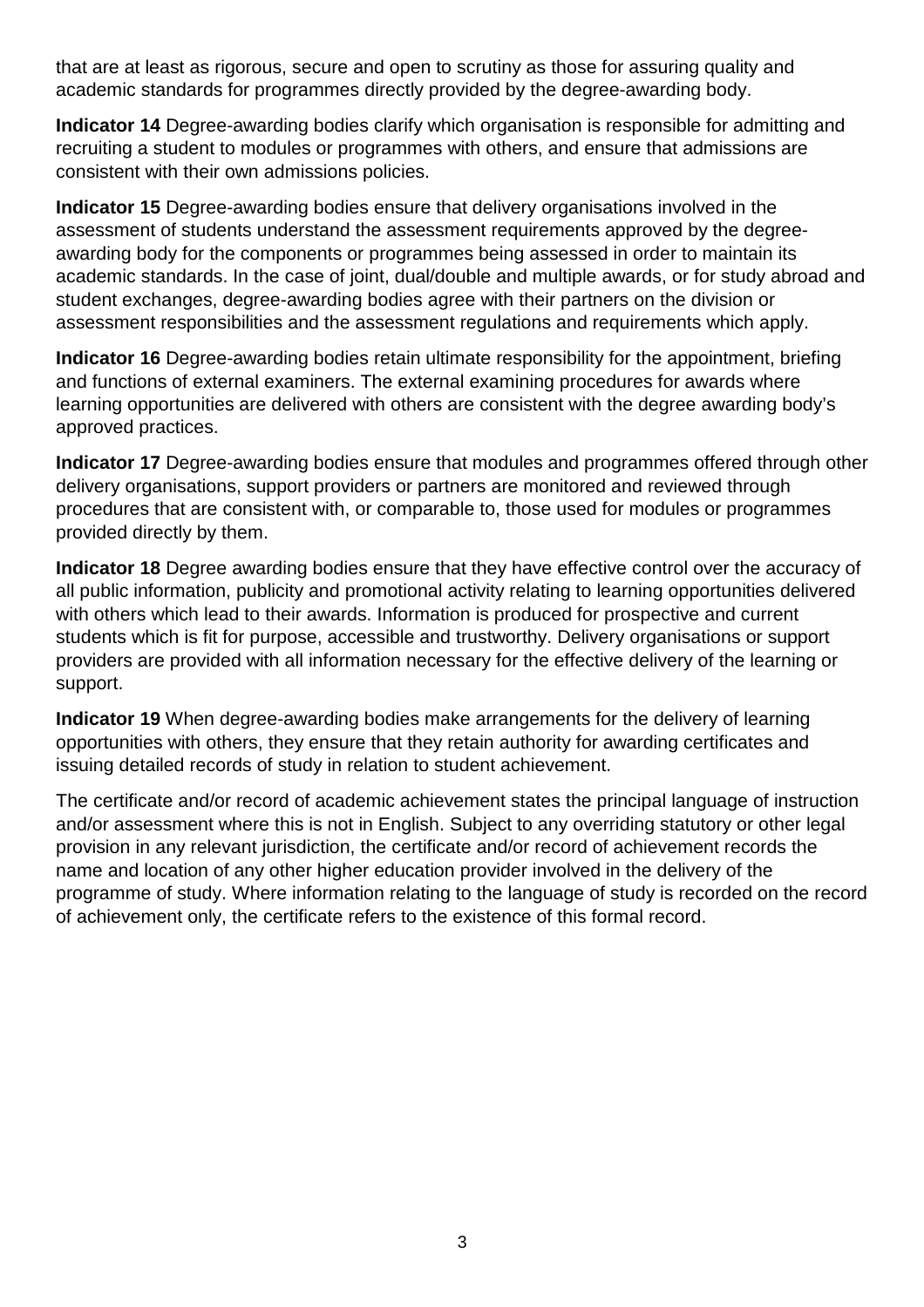that are at least as rigorous, secure and open to scrutiny as those for assuring quality and academic standards for programmes directly provided by the degree-awarding body.

**Indicator 14** Degree-awarding bodies clarify which organisation is responsible for admitting and recruiting a student to modules or programmes with others, and ensure that admissions are consistent with their own admissions policies.

**Indicator 15** Degree-awarding bodies ensure that delivery organisations involved in the assessment of students understand the assessment requirements approved by the degree-awarding body for the components or programmes being assessed in order to maintain its academic standards. In the case of joint, dual/double and multiple awards, or for study abroad and student exchanges, degree-awarding bodies agree with their partners on the division or assessment responsibilities and the assessment regulations and requirements which apply.

**Indicator 16** Degree-awarding bodies retain ultimate responsibility for the appointment, briefing and functions of external examiners. The external examining procedures for awards where learning opportunities are delivered with others are consistent with the degree awarding body's approved practices.

**Indicator 17** Degree-awarding bodies ensure that modules and programmes offered through other delivery organisations, support providers or partners are monitored and reviewed through procedures that are consistent with, or comparable to, those used for modules or programmes provided directly by them.

**Indicator 18** Degree awarding bodies ensure that they have effective control over the accuracy of all public information, publicity and promotional activity relating to learning opportunities delivered with others which lead to their awards. Information is produced for prospective and current students which is fit for purpose, accessible and trustworthy. Delivery organisations or support providers are provided with all information necessary for the effective delivery of the learning or support.

**Indicator 19** When degree-awarding bodies make arrangements for the delivery of learning opportunities with others, they ensure that they retain authority for awarding certificates and issuing detailed records of study in relation to student achievement.

The certificate and/or record of academic achievement states the principal language of instruction and/or assessment where this is not in English. Subject to any overriding statutory or other legal provision in any relevant jurisdiction, the certificate and/or record of achievement records the name and location of any other higher education provider involved in the delivery of the programme of study. Where information relating to the language of study is recorded on the record of achievement only, the certificate refers to the existence of this formal record.